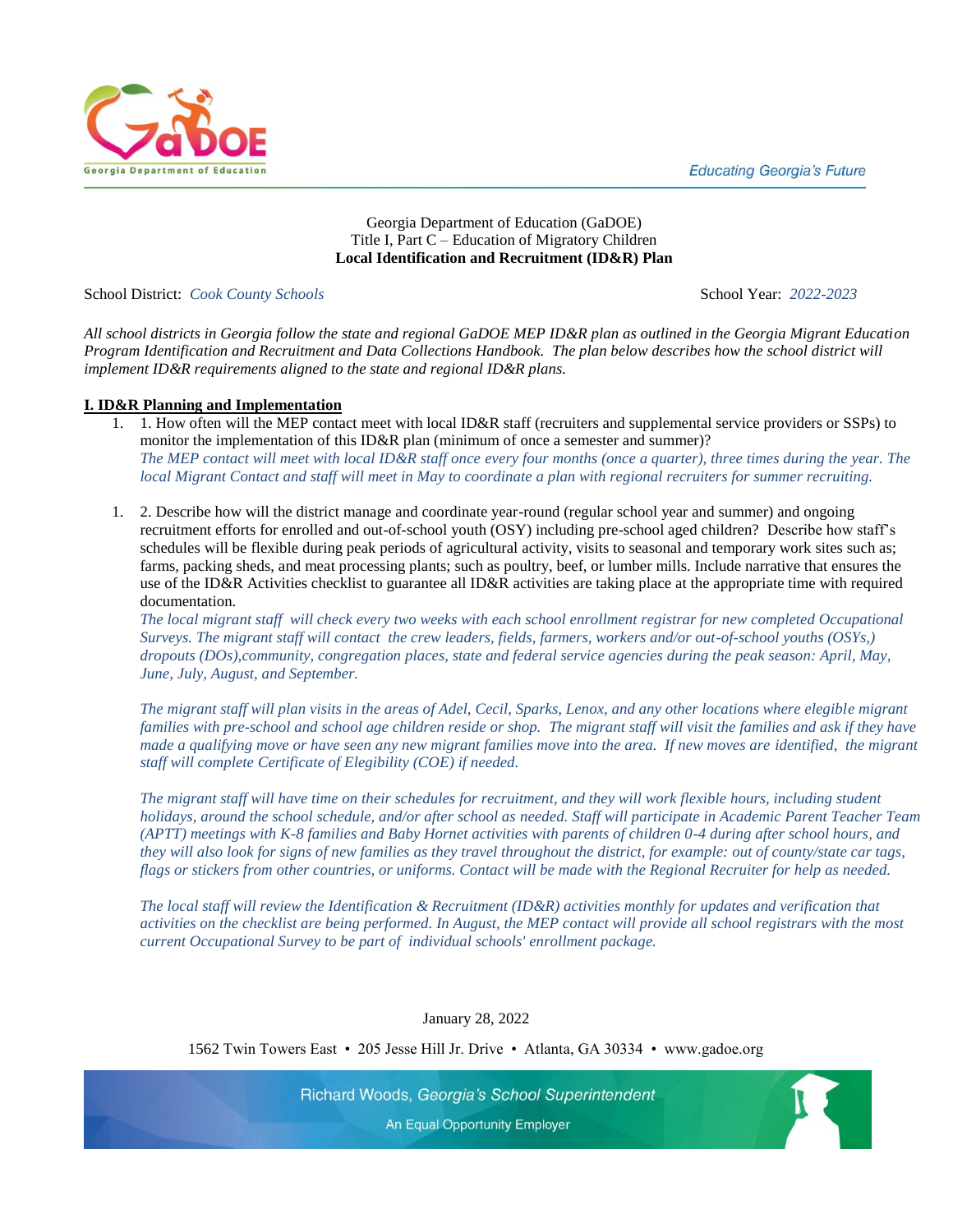Georgia Department of Education (GaDOE)
Title I, Part C – Education of Migratory Children
**Local Identification and Recruitment (ID&R) Plan**

School District: *Cook County Schools* School Year: *2022-2023*

*All school districts in Georgia follow the state and regional GaDOE MEP ID&R plan as outlined in the Georgia Migrant Education Program Identification and Recruitment and Data Collections Handbook. The plan below describes how the school district will implement ID&R requirements aligned to the state and regional ID&R plans.*

## I. ID&R Planning and Implementation

1. 1. How often will the MEP contact meet with local ID&R staff (recruiters and supplemental service providers or SSPs) to monitor the implementation of this ID&R plan (minimum of once a semester and summer)?
   *The MEP contact will meet with local ID&R staff once every four months (once a quarter), three times during the year. The local Migrant Contact and staff will meet in May to coordinate a plan with regional recruiters for summer recruiting.*

1. 2. Describe how will the district manage and coordinate year-round (regular school year and summer) and ongoing recruitment efforts for enrolled and out-of-school youth (OSY) including pre-school aged children? Describe how staff's schedules will be flexible during peak periods of agricultural activity, visits to seasonal and temporary work sites such as; farms, packing sheds, and meat processing plants; such as poultry, beef, or lumber mills. Include narrative that ensures the use of the ID&R Activities checklist to guarantee all ID&R activities are taking place at the appropriate time with required documentation.
   *The local migrant staff will check every two weeks with each school enrollment registrar for new completed Occupational Surveys. The migrant staff will contact the crew leaders, fields, farmers, workers and/or out-of-school youths (OSYs,) dropouts (DOs),community, congregation places, state and federal service agencies during the peak season: April, May, June, July, August, and September.*

   *The migrant staff will plan visits in the areas of Adel, Cecil, Sparks, Lenox, and any other locations where elegible migrant families with pre-school and school age children reside or shop. The migrant staff will visit the families and ask if they have made a qualifying move or have seen any new migrant families move into the area. If new moves are identified, the migrant staff will complete Certificate of Elegibility (COE) if needed.*

   *The migrant staff will have time on their schedules for recruitment, and they will work flexible hours, including student holidays, around the school schedule, and/or after school as needed. Staff will participate in Academic Parent Teacher Team (APTT) meetings with K-8 families and Baby Hornet activities with parents of children 0-4 during after school hours, and they will also look for signs of new families as they travel throughout the district, for example: out of county/state car tags, flags or stickers from other countries, or uniforms. Contact will be made with the Regional Recruiter for help as needed.*

   *The local staff will review the Identification & Recruitment (ID&R) activities monthly for updates and verification that activities on the checklist are being performed. In August, the MEP contact will provide all school registrars with the most current Occupational Survey to be part of individual schools' enrollment package.*

January 28, 2022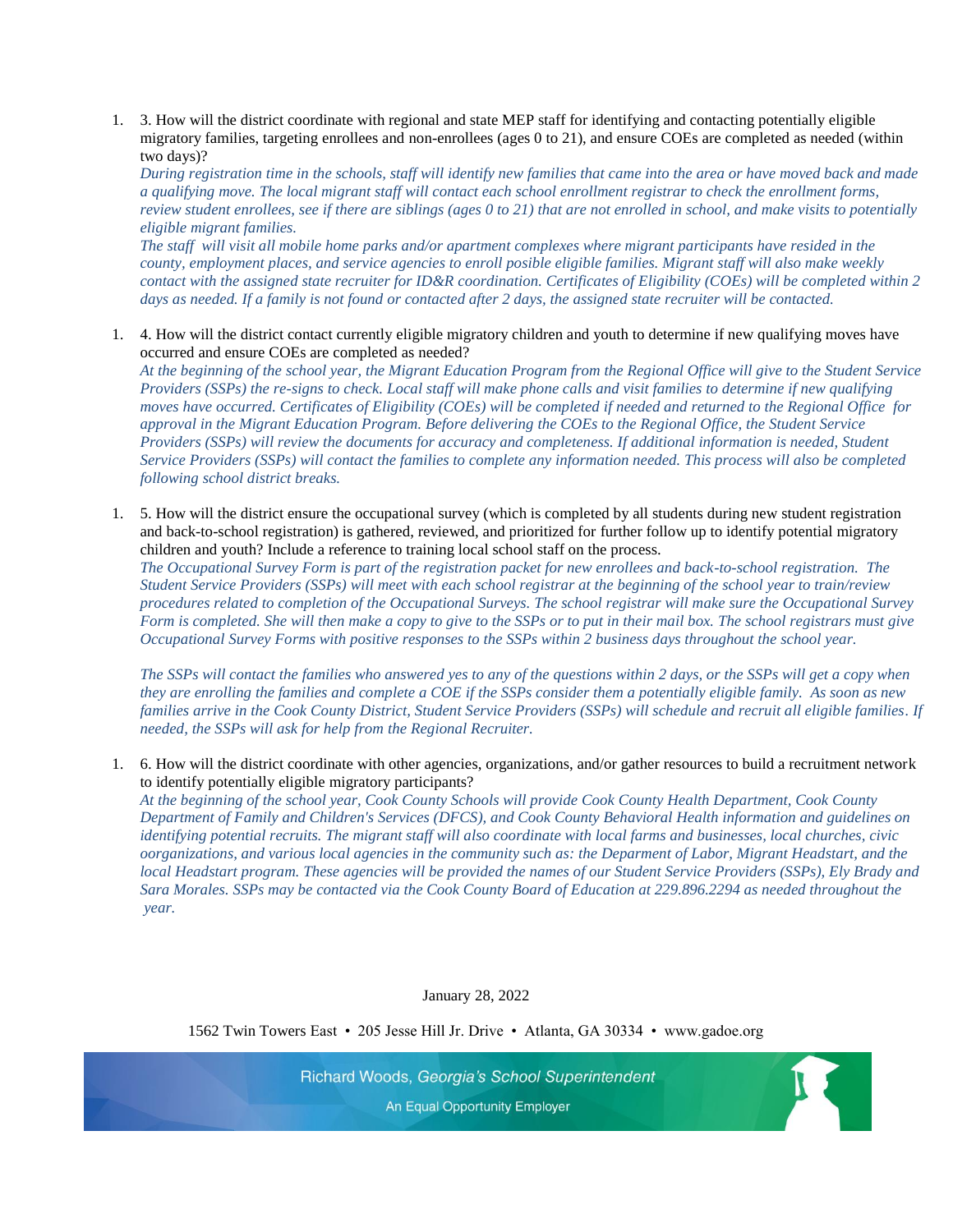1. 3. How will the district coordinate with regional and state MEP staff for identifying and contacting potentially eligible migratory families, targeting enrollees and non-enrollees (ages 0 to 21), and ensure COEs are completed as needed (within two days)?

   *During registration time in the schools, staff will identify new families that came into the area or have moved back and made a qualifying move. The local migrant staff will contact each school enrollment registrar to check the enrollment forms, review student enrollees, see if there are siblings (ages 0 to 21) that are not enrolled in school, and make visits to potentially eligible migrant families.*

   *The staff will visit all mobile home parks and/or apartment complexes where migrant participants have resided in the county, employment places, and service agencies to enroll posible eligible families. Migrant staff will also make weekly contact with the assigned state recruiter for ID&R coordination. Certificates of Eligibility (COEs) will be completed within 2 days as needed. If a family is not found or contacted after 2 days, the assigned state recruiter will be contacted.*

1. 4. How will the district contact currently eligible migratory children and youth to determine if new qualifying moves have occurred and ensure COEs are completed as needed?

   *At the beginning of the school year, the Migrant Education Program from the Regional Office will give to the Student Service Providers (SSPs) the re-signs to check. Local staff will make phone calls and visit families to determine if new qualifying moves have occurred. Certificates of Eligibility (COEs) will be completed if needed and returned to the Regional Office for approval in the Migrant Education Program. Before delivering the COEs to the Regional Office, the Student Service Providers (SSPs) will review the documents for accuracy and completeness. If additional information is needed, Student Service Providers (SSPs) will contact the families to complete any information needed. This process will also be completed following school district breaks.*

1. 5. How will the district ensure the occupational survey (which is completed by all students during new student registration and back-to-school registration) is gathered, reviewed, and prioritized for further follow up to identify potential migratory children and youth? Include a reference to training local school staff on the process.

   *The Occupational Survey Form is part of the registration packet for new enrollees and back-to-school registration. The Student Service Providers (SSPs) will meet with each school registrar at the beginning of the school year to train/review procedures related to completion of the Occupational Surveys. The school registrar will make sure the Occupational Survey Form is completed. She will then make a copy to give to the SSPs or to put in their mail box. The school registrars must give Occupational Survey Forms with positive responses to the SSPs within 2 business days throughout the school year.*

   *The SSPs will contact the families who answered yes to any of the questions within 2 days, or the SSPs will get a copy when they are enrolling the families and complete a COE if the SSPs consider them a potentially eligible family. As soon as new families arrive in the Cook County District, Student Service Providers (SSPs) will schedule and recruit all eligible families. If needed, the SSPs will ask for help from the Regional Recruiter.*

1. 6. How will the district coordinate with other agencies, organizations, and/or gather resources to build a recruitment network to identify potentially eligible migratory participants?

   *At the beginning of the school year, Cook County Schools will provide Cook County Health Department, Cook County Department of Family and Children's Services (DFCS), and Cook County Behavioral Health information and guidelines on identifying potential recruits. The migrant staff will also coordinate with local farms and businesses, local churches, civic oorganizations, and various local agencies in the community such as: the Deparment of Labor, Migrant Headstart, and the local Headstart program. These agencies will be provided the names of our Student Service Providers (SSPs), Ely Brady and Sara Morales. SSPs may be contacted via the Cook County Board of Education at 229.896.2294 as needed throughout the year.*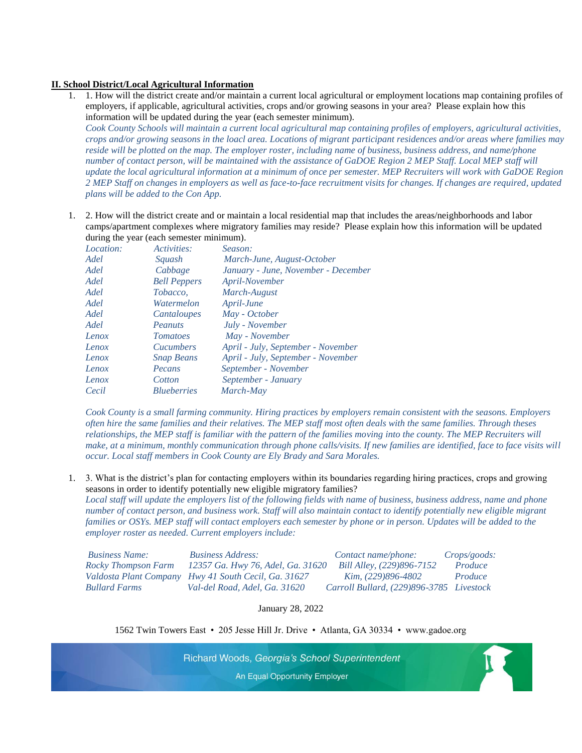**II. School District/Local Agricultural Information**

1. 1. How will the district create and/or maintain a current local agricultural or employment locations map containing profiles of employers, if applicable, agricultural activities, crops and/or growing seasons in your area? Please explain how this information will be updated during the year (each semester minimum).

   *Cook County Schools will maintain a current local agricultural map containing profiles of employers, agricultural activities, crops and/or growing seasons in the loacl area. Locations of migrant participant residences and/or areas where families may reside will be plotted on the map. The employer roster, including name of business, business address, and name/phone number of contact person, will be maintained with the assistance of GaDOE Region 2 MEP Staff. Local MEP staff will update the local agricultural information at a minimum of once per semester. MEP Recruiters will work with GaDOE Region 2 MEP Staff on changes in employers as well as face-to-face recruitment visits for changes. If changes are required, updated plans will be added to the Con App.*

1. 2. How will the district create and or maintain a local residential map that includes the areas/neighborhoods and labor camps/apartment complexes where migratory families may reside? Please explain how this information will be updated during the year (each semester minimum).

| *Location:* | *Activities:* | *Season:* |
|---|---|---|
| *Adel* | *Squash* | *March-June, August-October* |
| *Adel* | *Cabbage* | *January - June, November - December* |
| *Adel* | *Bell Peppers* | *April-November* |
| *Adel* | *Tobacco,* | *March-August* |
| *Adel* | *Watermelon* | *April-June* |
| *Adel* | *Cantaloupes* | *May - October* |
| *Adel* | *Peanuts* | *July - November* |
| *Lenox* | *Tomatoes* | *May - November* |
| *Lenox* | *Cucumbers* | *April - July, September - November* |
| *Lenox* | *Snap Beans* | *April - July, September - November* |
| *Lenox* | *Pecans* | *September - November* |
| *Lenox* | *Cotton* | *September - January* |
| *Cecil* | *Blueberries* | *March-May* |

   *Cook County is a small farming community. Hiring practices by employers remain consistent with the seasons. Employers often hire the same families and their relatives. The MEP staff most often deals with the same families. Through theses relationships, the MEP staff is familiar with the pattern of the families moving into the county. The MEP Recruiters will make, at a minimum, monthly communication through phone calls/visits. If new families are identified, face to face visits will occur. Local staff members in Cook County are Ely Brady and Sara Morales.*

1. 3. What is the district's plan for contacting employers within its boundaries regarding hiring practices, crops and growing seasons in order to identify potentially new eligible migratory families?

   *Local staff will update the employers list of the following fields with name of business, business address, name and phone number of contact person, and business work. Staff will also maintain contact to identify potentially new eligible migrant families or OSYs. MEP staff will contact employers each semester by phone or in person. Updates will be added to the employer roster as needed. Current employers include:*

| *Business Name:* | *Business Address:* | *Contact name/phone:* | *Crops/goods:* |
|---|---|---|---|
| *Rocky Thompson Farm* | *12357 Ga. Hwy 76, Adel, Ga. 31620* | *Bill Alley, (229)896-7152* | *Produce* |
| *Valdosta Plant Company* | *Hwy 41 South Cecil, Ga. 31627* | *Kim, (229)896-4802* | *Produce* |
| *Bullard Farms* | *Val-del Road, Adel, Ga. 31620* | *Carroll Bullard, (229)896-3785* | *Livestock* |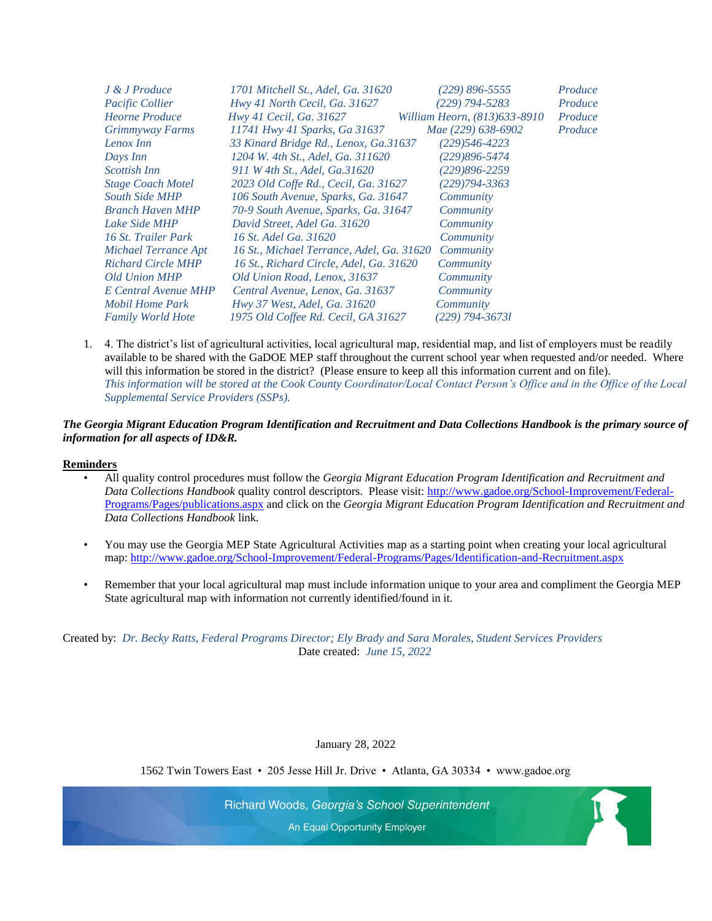| | | | |
|---|---|---|---|
| *J & J Produce* | *1701 Mitchell St., Adel, Ga. 31620* | *(229) 896-5555* | *Produce* |
| *Pacific Collier* | *Hwy 41 North Cecil, Ga. 31627* | *(229) 794-5283* | *Produce* |
| *Heorne Produce* | *Hwy 41 Cecil, Ga. 31627* | *William Heorn, (813)633-8910* | *Produce* |
| *Grimmyway Farms* | *11741 Hwy 41 Sparks, Ga 31637* | *Mae (229) 638-6902* | *Produce* |
| *Lenox Inn* | *33 Kinard Bridge Rd., Lenox, Ga.31637* | *(229)546-4223* | |
| *Days Inn* | *1204 W. 4th St., Adel, Ga. 311620* | *(229)896-5474* | |
| *Scottish Inn* | *911 W 4th St., Adel, Ga.31620* | *(229)896-2259* | |
| *Stage Coach Motel* | *2023 Old Coffe Rd., Cecil, Ga. 31627* | *(229)794-3363* | |
| *South Side MHP* | *106 South Avenue, Sparks, Ga. 31647* | *Community* | |
| *Branch Haven MHP* | *70-9 South Avenue, Sparks, Ga. 31647* | *Community* | |
| *Lake Side MHP* | *David Street, Adel Ga. 31620* | *Community* | |
| *16 St. Trailer Park* | *16 St. Adel Ga. 31620* | *Community* | |
| *Michael Terrance Apt* | *16 St., Michael Terrance, Adel, Ga. 31620* | *Community* | |
| *Richard Circle MHP* | *16 St., Richard Circle, Adel, Ga. 31620* | *Community* | |
| *Old Union MHP* | *Old Union Road, Lenox, 31637* | *Community* | |
| *E Central Avenue MHP* | *Central Avenue, Lenox, Ga. 31637* | *Community* | |
| *Mobil Home Park* | *Hwy 37 West, Adel, Ga. 31620* | *Community* | |
| *Family World Hote* | *1975 Old Coffee Rd. Cecil, GA 31627* | *(229) 794-3673l* | |

1. 4. The district's list of agricultural activities, local agricultural map, residential map, and list of employers must be readily available to be shared with the GaDOE MEP staff throughout the current school year when requested and/or needed. Where will this information be stored in the district? (Please ensure to keep all this information current and on file).
   *This information will be stored at the Cook County Coordinator/Local Contact Person's Office and in the Office of the Local Supplemental Service Providers (SSPs).*

***The Georgia Migrant Education Program Identification and Recruitment and Data Collections Handbook is the primary source of information for all aspects of ID&R.***

**Reminders**

- All quality control procedures must follow the *Georgia Migrant Education Program Identification and Recruitment and Data Collections Handbook* quality control descriptors. Please visit: http://www.gadoe.org/School-Improvement/Federal-Programs/Pages/publications.aspx and click on the *Georgia Migrant Education Program Identification and Recruitment and Data Collections Handbook* link.

- You may use the Georgia MEP State Agricultural Activities map as a starting point when creating your local agricultural map: http://www.gadoe.org/School-Improvement/Federal-Programs/Pages/Identification-and-Recruitment.aspx

- Remember that your local agricultural map must include information unique to your area and compliment the Georgia MEP State agricultural map with information not currently identified/found in it.

Created by: *Dr. Becky Ratts, Federal Programs Director; Ely Brady and Sara Morales, Student Services Providers*
Date created: *June 15, 2022*

January 28, 2022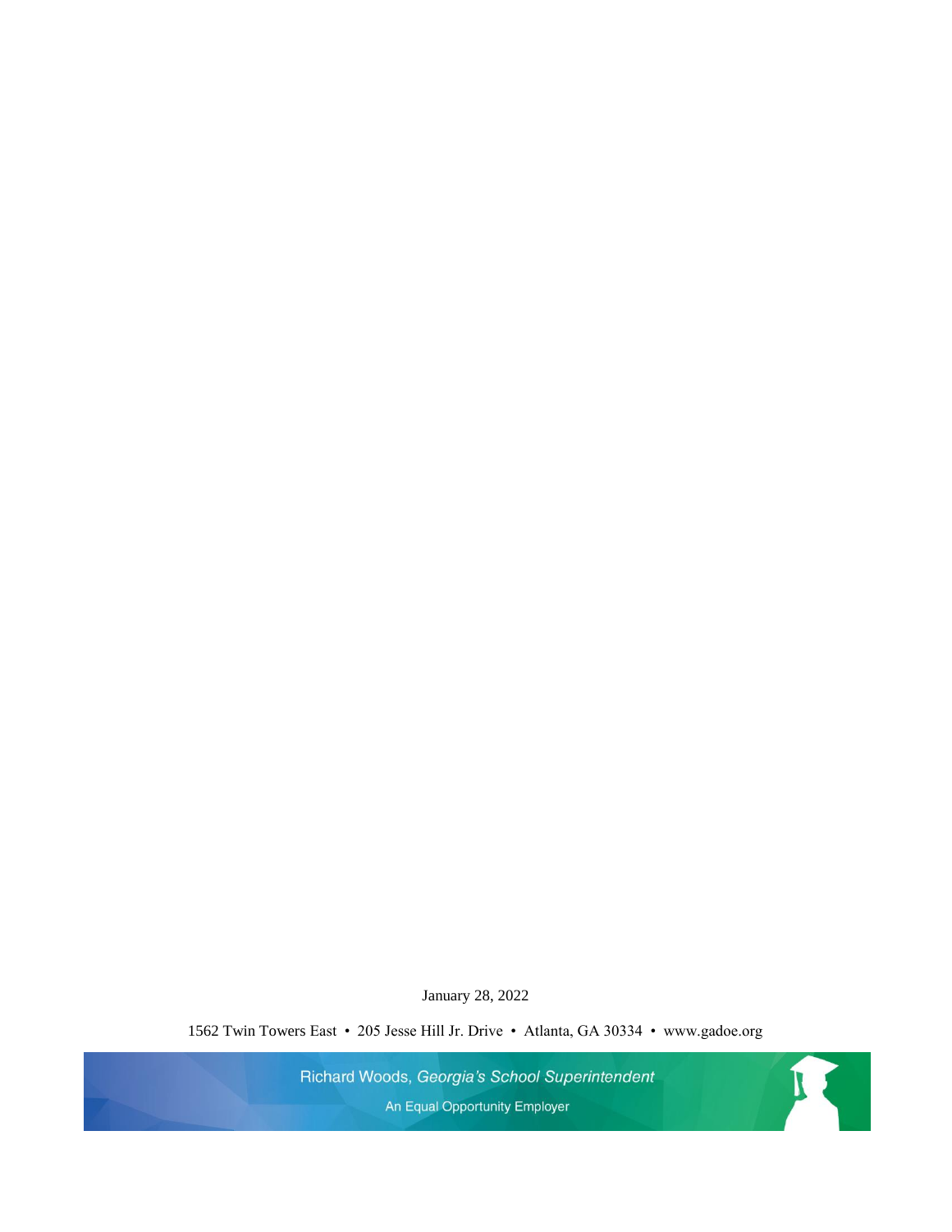January 28, 2022